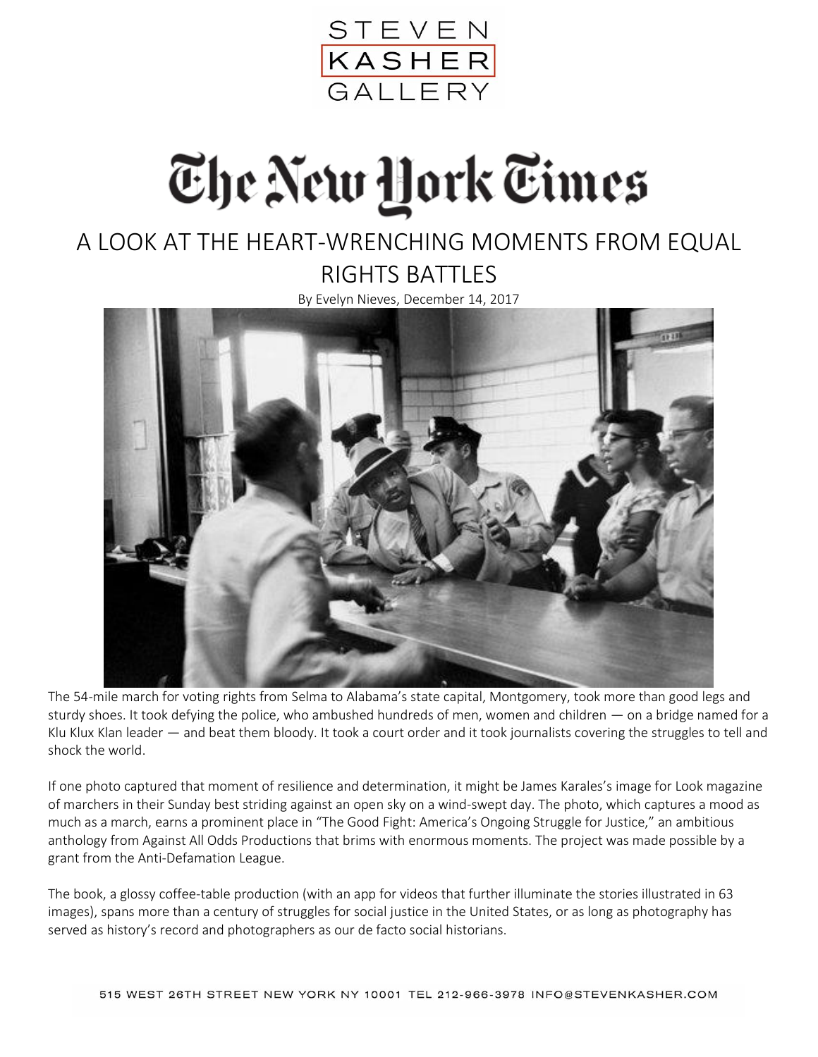STEVEN
KASHER
GALLERY

The New York Times

# A LOOK AT THE HEART-WRENCHING MOMENTS FROM EQUAL RIGHTS BATTLES

By Evelyn Nieves, December 14, 2017

The 54-mile march for voting rights from Selma to Alabama's state capital, Montgomery, took more than good legs and sturdy shoes. It took defying the police, who ambushed hundreds of men, women and children — on a bridge named for a Klu Klux Klan leader — and beat them bloody. It took a court order and it took journalists covering the struggles to tell and shock the world.

If one photo captured that moment of resilience and determination, it might be James Karales's image for Look magazine of marchers in their Sunday best striding against an open sky on a wind-swept day. The photo, which captures a mood as much as a march, earns a prominent place in "The Good Fight: America's Ongoing Struggle for Justice," an ambitious anthology from Against All Odds Productions that brims with enormous moments. The project was made possible by a grant from the Anti-Defamation League.

The book, a glossy coffee-table production (with an app for videos that further illuminate the stories illustrated in 63 images), spans more than a century of struggles for social justice in the United States, or as long as photography has served as history's record and photographers as our de facto social historians.

515 WEST 26TH STREET NEW YORK NY 10001 TEL 212-966-3978 INFO@STEVENKASHER.COM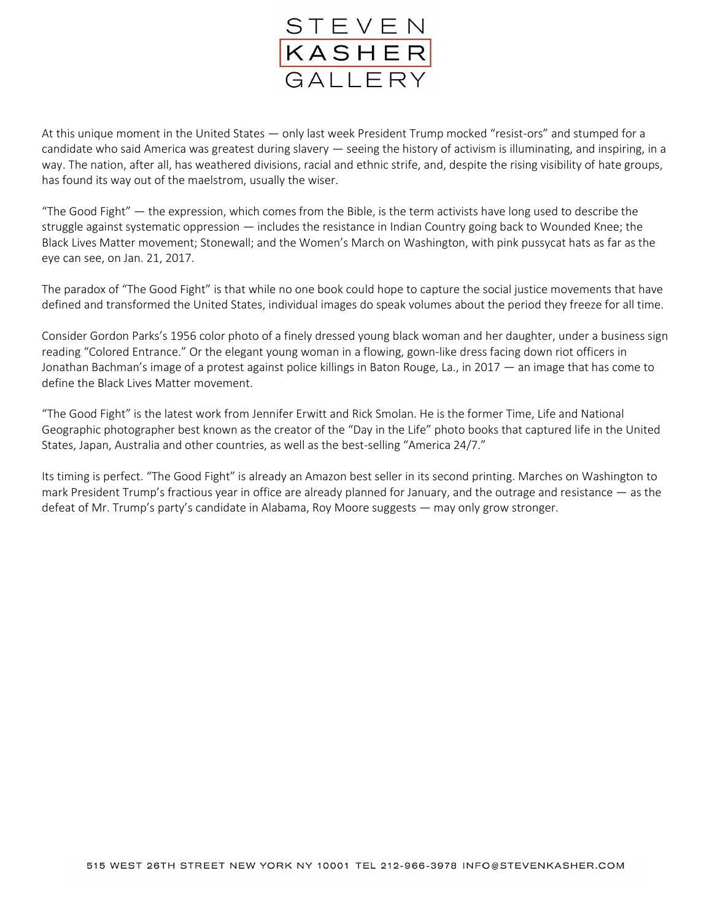At this unique moment in the United States — only last week President Trump mocked "resist-ors" and stumped for a candidate who said America was greatest during slavery — seeing the history of activism is illuminating, and inspiring, in a way. The nation, after all, has weathered divisions, racial and ethnic strife, and, despite the rising visibility of hate groups, has found its way out of the maelstrom, usually the wiser.

"The Good Fight" — the expression, which comes from the Bible, is the term activists have long used to describe the struggle against systematic oppression — includes the resistance in Indian Country going back to Wounded Knee; the Black Lives Matter movement; Stonewall; and the Women's March on Washington, with pink pussycat hats as far as the eye can see, on Jan. 21, 2017.

The paradox of "The Good Fight" is that while no one book could hope to capture the social justice movements that have defined and transformed the United States, individual images do speak volumes about the period they freeze for all time.

Consider Gordon Parks's 1956 color photo of a finely dressed young black woman and her daughter, under a business sign reading "Colored Entrance." Or the elegant young woman in a flowing, gown-like dress facing down riot officers in Jonathan Bachman's image of a protest against police killings in Baton Rouge, La., in 2017 — an image that has come to define the Black Lives Matter movement.

"The Good Fight" is the latest work from Jennifer Erwitt and Rick Smolan. He is the former Time, Life and National Geographic photographer best known as the creator of the "Day in the Life" photo books that captured life in the United States, Japan, Australia and other countries, as well as the best-selling "America 24/7."

Its timing is perfect. "The Good Fight" is already an Amazon best seller in its second printing. Marches on Washington to mark President Trump's fractious year in office are already planned for January, and the outrage and resistance — as the defeat of Mr. Trump's party's candidate in Alabama, Roy Moore suggests — may only grow stronger.